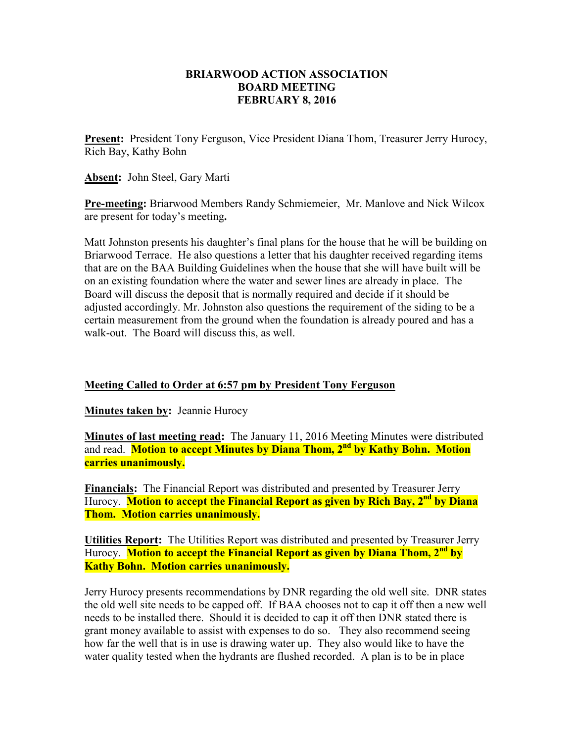**BRIARWOOD ACTION ASSOCIATION**
**BOARD MEETING**
**FEBRUARY 8, 2016**

**Present:** President Tony Ferguson, Vice President Diana Thom, Treasurer Jerry Hurocy, Rich Bay, Kathy Bohn

**Absent:** John Steel, Gary Marti

**Pre-meeting:** Briarwood Members Randy Schmiemeier, Mr. Manlove and Nick Wilcox are present for today's meeting**.**

Matt Johnston presents his daughter's final plans for the house that he will be building on Briarwood Terrace. He also questions a letter that his daughter received regarding items that are on the BAA Building Guidelines when the house that she will have built will be on an existing foundation where the water and sewer lines are already in place. The Board will discuss the deposit that is normally required and decide if it should be adjusted accordingly. Mr. Johnston also questions the requirement of the siding to be a certain measurement from the ground when the foundation is already poured and has a walk-out. The Board will discuss this, as well.

**Meeting Called to Order at 6:57 pm by President Tony Ferguson**

**Minutes taken by:** Jeannie Hurocy

**Minutes of last meeting read:** The January 11, 2016 Meeting Minutes were distributed and read. **Motion to accept Minutes by Diana Thom, 2nd by Kathy Bohn. Motion carries unanimously.**

**Financials:** The Financial Report was distributed and presented by Treasurer Jerry Hurocy. **Motion to accept the Financial Report as given by Rich Bay, 2nd by Diana Thom. Motion carries unanimously.**

**Utilities Report:** The Utilities Report was distributed and presented by Treasurer Jerry Hurocy. **Motion to accept the Financial Report as given by Diana Thom, 2nd by Kathy Bohn. Motion carries unanimously.**

Jerry Hurocy presents recommendations by DNR regarding the old well site. DNR states the old well site needs to be capped off. If BAA chooses not to cap it off then a new well needs to be installed there. Should it is decided to cap it off then DNR stated there is grant money available to assist with expenses to do so. They also recommend seeing how far the well that is in use is drawing water up. They also would like to have the water quality tested when the hydrants are flushed recorded. A plan is to be in place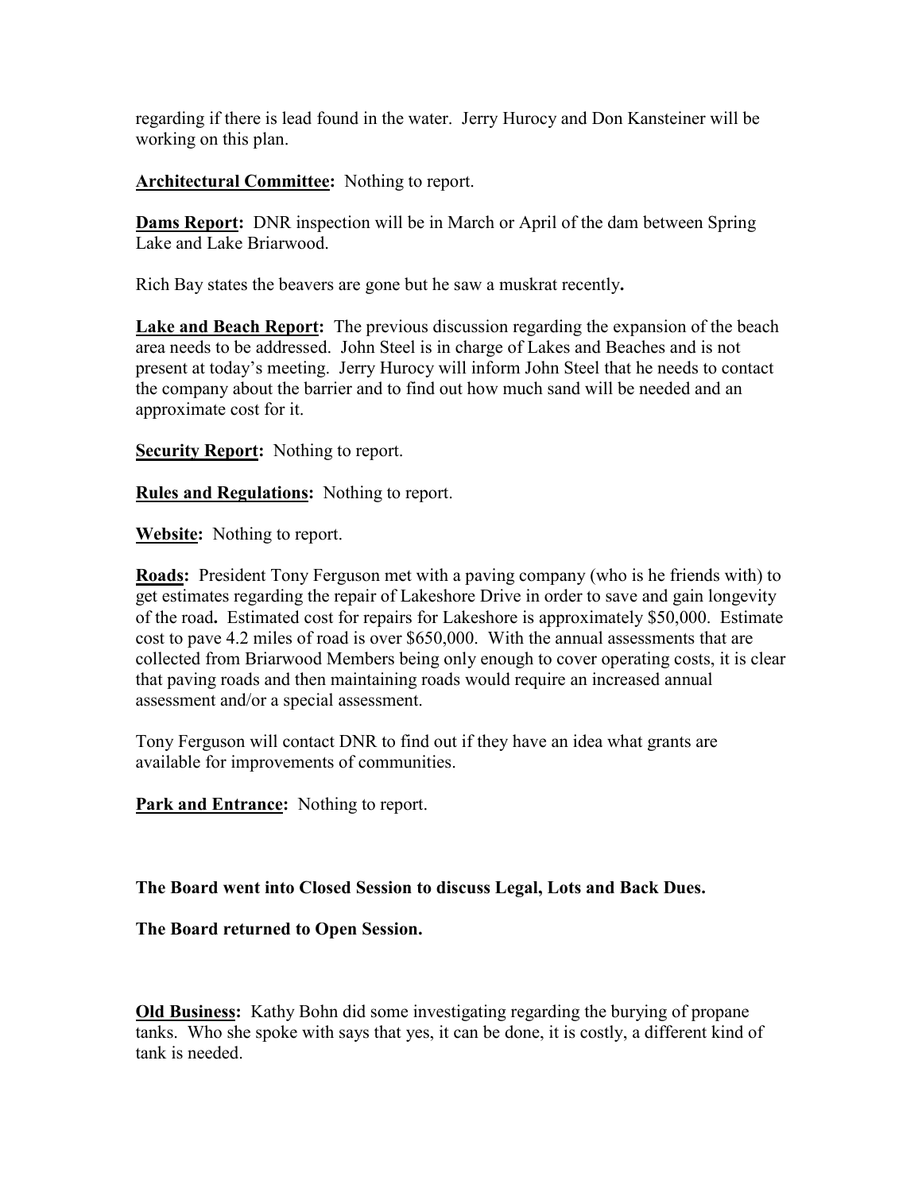regarding if there is lead found in the water. Jerry Hurocy and Don Kansteiner will be working on this plan.

**Architectural Committee:** Nothing to report.

**Dams Report:** DNR inspection will be in March or April of the dam between Spring Lake and Lake Briarwood.

Rich Bay states the beavers are gone but he saw a muskrat recently**.**

**Lake and Beach Report:** The previous discussion regarding the expansion of the beach area needs to be addressed. John Steel is in charge of Lakes and Beaches and is not present at today's meeting. Jerry Hurocy will inform John Steel that he needs to contact the company about the barrier and to find out how much sand will be needed and an approximate cost for it.

**Security Report:** Nothing to report.

**Rules and Regulations:** Nothing to report.

**Website:** Nothing to report.

**Roads:** President Tony Ferguson met with a paving company (who is he friends with) to get estimates regarding the repair of Lakeshore Drive in order to save and gain longevity of the road**.** Estimated cost for repairs for Lakeshore is approximately $50,000. Estimate cost to pave 4.2 miles of road is over $650,000. With the annual assessments that are collected from Briarwood Members being only enough to cover operating costs, it is clear that paving roads and then maintaining roads would require an increased annual assessment and/or a special assessment.

Tony Ferguson will contact DNR to find out if they have an idea what grants are available for improvements of communities.

**Park and Entrance:** Nothing to report.

**The Board went into Closed Session to discuss Legal, Lots and Back Dues.**

**The Board returned to Open Session.**

**Old Business:** Kathy Bohn did some investigating regarding the burying of propane tanks. Who she spoke with says that yes, it can be done, it is costly, a different kind of tank is needed.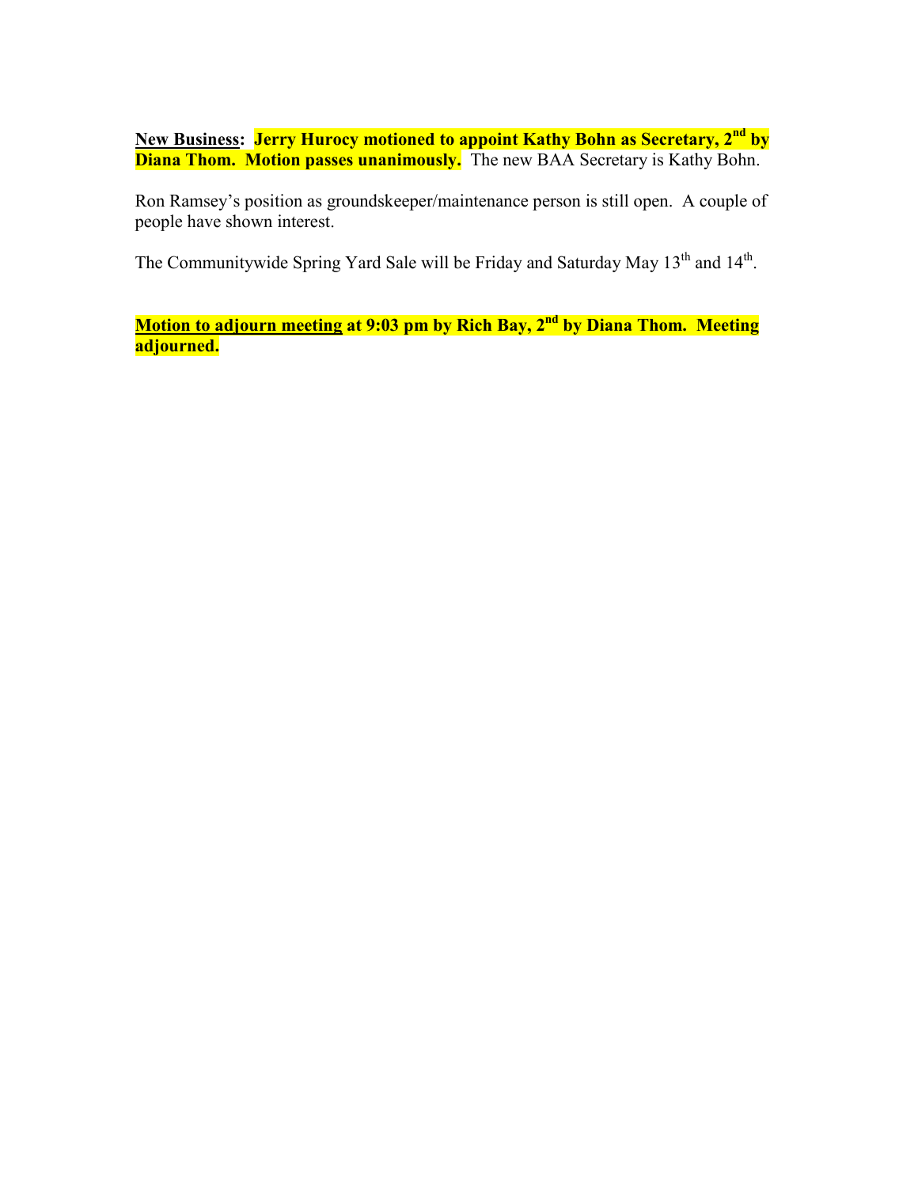<u>**New Business**</u>**:** **Jerry Hurocy motioned to appoint Kathy Bohn as Secretary, 2nd by Diana Thom. Motion passes unanimously.** The new BAA Secretary is Kathy Bohn.

Ron Ramsey's position as groundskeeper/maintenance person is still open. A couple of people have shown interest.

The Communitywide Spring Yard Sale will be Friday and Saturday May 13th and 14th.

**<u>Motion to adjourn meeting</u> at 9:03 pm by Rich Bay, 2nd by Diana Thom. Meeting adjourned.**